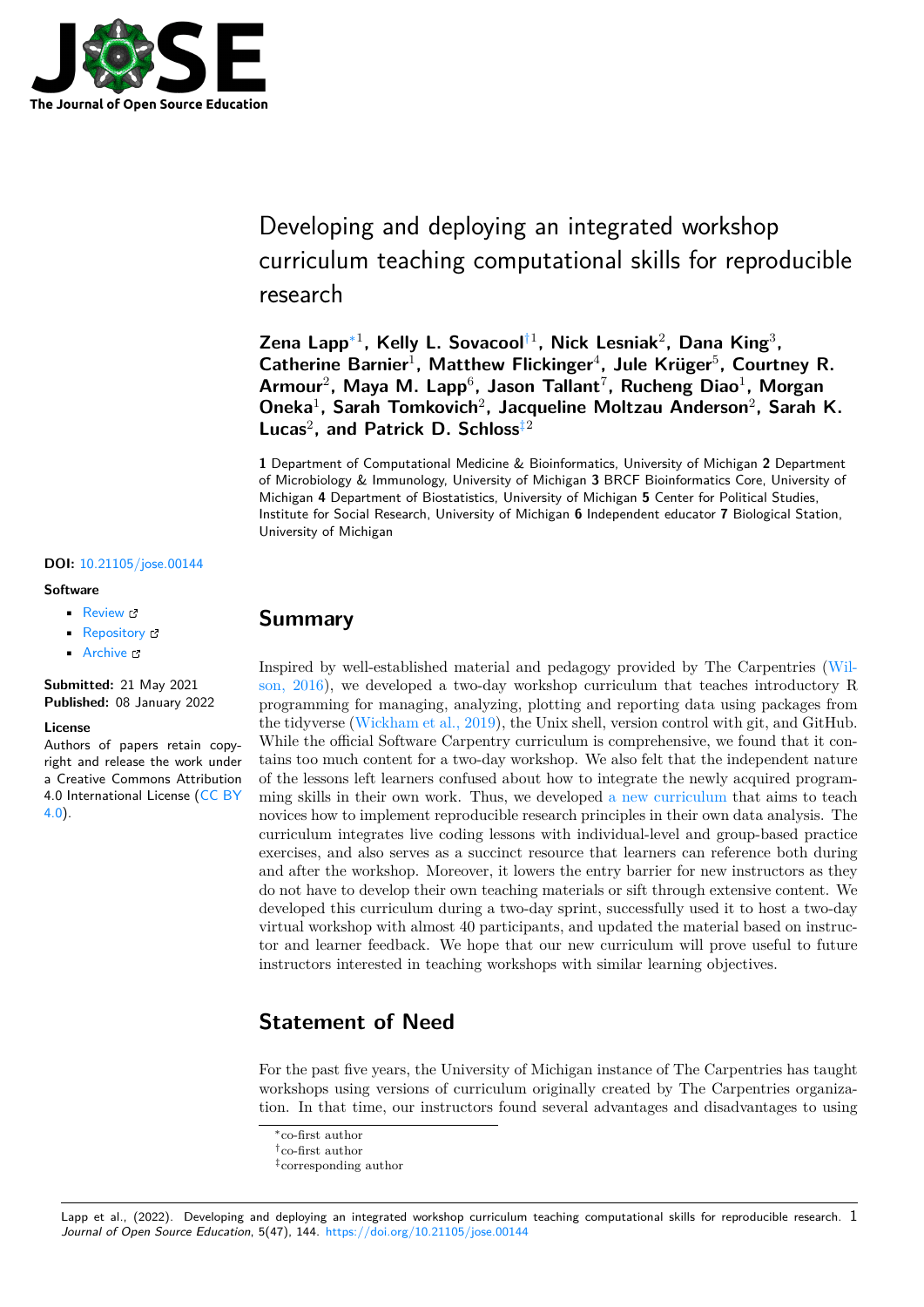# Developing and deploying an integrated workshop curriculum teaching computational skills for reproducible research

**Zena Lapp*[1], Kelly L. Sovacool†[1], Nick Lesniak[2], Dana King[3], Catherine Barnier[1], Matthew Flickinger[4], Jule Krüger[5], Courtney R. Armour[2], Maya M. Lapp[6], Jason Tallant[7], Rucheng Diao[1], Morgan Oneka[1], Sarah Tomkovich[2], Jacqueline Moltzau Anderson[2], Sarah K. Lucas[2], and Patrick D. Schloss‡[2]**

**1** Department of Computational Medicine & Bioinformatics, University of Michigan **2** Department of Microbiology & Immunology, University of Michigan **3** BRCF Bioinformatics Core, University of Michigan **4** Department of Biostatistics, University of Michigan **5** Center for Political Studies, Institute for Social Research, University of Michigan **6** Independent educator **7** Biological Station, University of Michigan

**DOI:** 10.21105/jose.00144

**Software**

- Review
- Repository
- Archive

**Submitted:** 21 May 2021
**Published:** 08 January 2022

**License**
Authors of papers retain copyright and release the work under a Creative Commons Attribution 4.0 International License (CC BY 4.0).

## Summary

Inspired by well-established material and pedagogy provided by The Carpentries (Wilson, 2016), we developed a two-day workshop curriculum that teaches introductory R programming for managing, analyzing, plotting and reporting data using packages from the tidyverse (Wickham et al., 2019), the Unix shell, version control with git, and GitHub. While the official Software Carpentry curriculum is comprehensive, we found that it contains too much content for a two-day workshop. We also felt that the independent nature of the lessons left learners confused about how to integrate the newly acquired programming skills in their own work. Thus, we developed a new curriculum that aims to teach novices how to implement reproducible research principles in their own data analysis. The curriculum integrates live coding lessons with individual-level and group-based practice exercises, and also serves as a succinct resource that learners can reference both during and after the workshop. Moreover, it lowers the entry barrier for new instructors as they do not have to develop their own teaching materials or sift through extensive content. We developed this curriculum during a two-day sprint, successfully used it to host a two-day virtual workshop with almost 40 participants, and updated the material based on instructor and learner feedback. We hope that our new curriculum will prove useful to future instructors interested in teaching workshops with similar learning objectives.

## Statement of Need

For the past five years, the University of Michigan instance of The Carpentries has taught workshops using versions of curriculum originally created by The Carpentries organization. In that time, our instructors found several advantages and disadvantages to using

*co-first author
†co-first author
‡corresponding author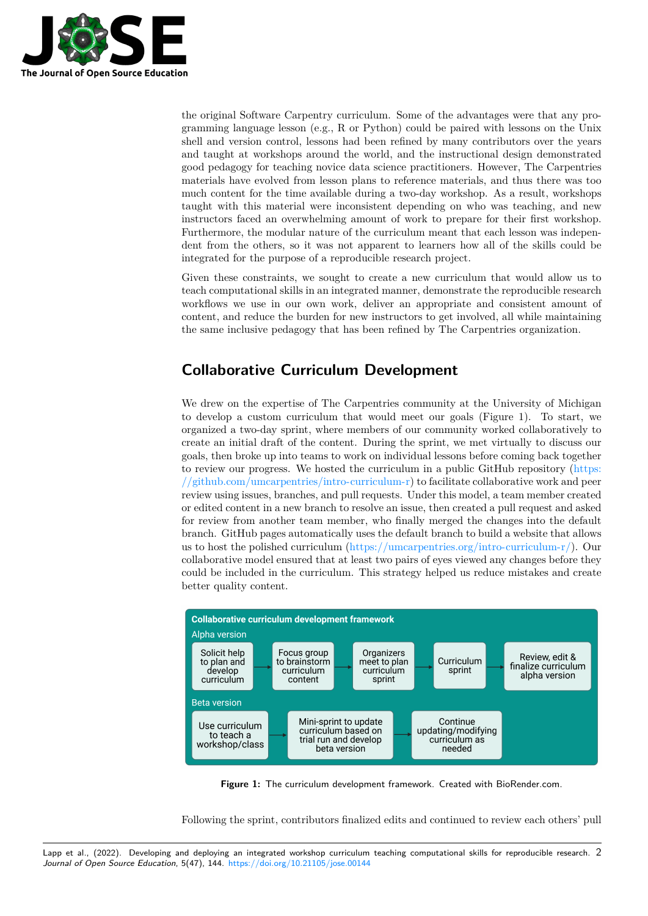the original Software Carpentry curriculum. Some of the advantages were that any programming language lesson (e.g., R or Python) could be paired with lessons on the Unix shell and version control, lessons had been refined by many contributors over the years and taught at workshops around the world, and the instructional design demonstrated good pedagogy for teaching novice data science practitioners. However, The Carpentries materials have evolved from lesson plans to reference materials, and thus there was too much content for the time available during a two-day workshop. As a result, workshops taught with this material were inconsistent depending on who was teaching, and new instructors faced an overwhelming amount of work to prepare for their first workshop. Furthermore, the modular nature of the curriculum meant that each lesson was independent from the others, so it was not apparent to learners how all of the skills could be integrated for the purpose of a reproducible research project.

Given these constraints, we sought to create a new curriculum that would allow us to teach computational skills in an integrated manner, demonstrate the reproducible research workflows we use in our own work, deliver an appropriate and consistent amount of content, and reduce the burden for new instructors to get involved, all while maintaining the same inclusive pedagogy that has been refined by The Carpentries organization.

## Collaborative Curriculum Development

We drew on the expertise of The Carpentries community at the University of Michigan to develop a custom curriculum that would meet our goals (Figure 1). To start, we organized a two-day sprint, where members of our community worked collaboratively to create an initial draft of the content. During the sprint, we met virtually to discuss our goals, then broke up into teams to work on individual lessons before coming back together to review our progress. We hosted the curriculum in a public GitHub repository (https://github.com/umcarpentries/intro-curriculum-r) to facilitate collaborative work and peer review using issues, branches, and pull requests. Under this model, a team member created or edited content in a new branch to resolve an issue, then created a pull request and asked for review from another team member, who finally merged the changes into the default branch. GitHub pages automatically uses the default branch to build a website that allows us to host the polished curriculum (https://umcarpentries.org/intro-curriculum-r/). Our collaborative model ensured that at least two pairs of eyes viewed any changes before they could be included in the curriculum. This strategy helped us reduce mistakes and create better quality content.

**Collaborative curriculum development framework**

Alpha version: Solicit help to plan and develop curriculum → Focus group to brainstorm curriculum content → Organizers meet to plan curriculum sprint → Curriculum sprint → Review, edit & finalize curriculum alpha version

Beta version: Use curriculum to teach a workshop/class → Mini-sprint to update curriculum based on trial run and develop beta version → Continue updating/modifying curriculum as needed

**Figure 1:** The curriculum development framework. Created with BioRender.com.

Following the sprint, contributors finalized edits and continued to review each others' pull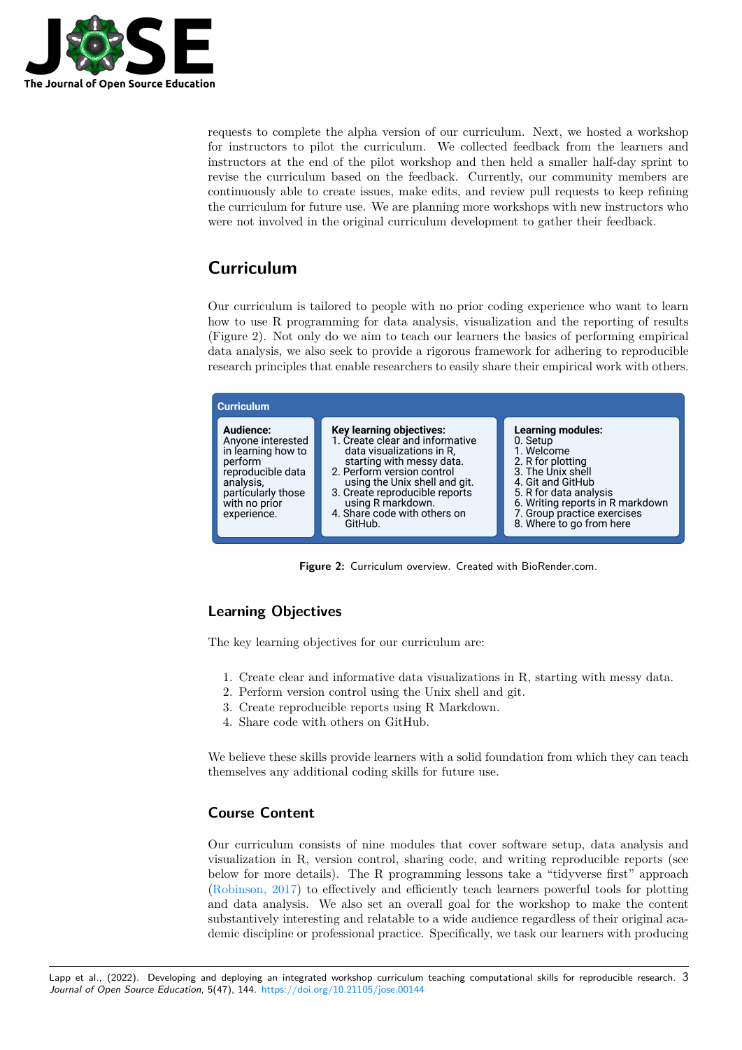requests to complete the alpha version of our curriculum. Next, we hosted a workshop for instructors to pilot the curriculum. We collected feedback from the learners and instructors at the end of the pilot workshop and then held a smaller half-day sprint to revise the curriculum based on the feedback. Currently, our community members are continuously able to create issues, make edits, and review pull requests to keep refining the curriculum for future use. We are planning more workshops with new instructors who were not involved in the original curriculum development to gather their feedback.

# Curriculum

Our curriculum is tailored to people with no prior coding experience who want to learn how to use R programming for data analysis, visualization and the reporting of results (Figure 2). Not only do we aim to teach our learners the basics of performing empirical data analysis, we also seek to provide a rigorous framework for adhering to reproducible research principles that enable researchers to easily share their empirical work with others.

**Curriculum**

**Audience:**
Anyone interested in learning how to perform reproducible data analysis, particularly those with no prior experience.

**Key learning objectives:**
1. Create clear and informative data visualizations in R, starting with messy data.
2. Perform version control using the Unix shell and git.
3. Create reproducible reports using R markdown.
4. Share code with others on GitHub.

**Learning modules:**
0. Setup
1. Welcome
2. R for plotting
3. The Unix shell
4. Git and GitHub
5. R for data analysis
6. Writing reports in R markdown
7. Group practice exercises
8. Where to go from here

**Figure 2:** Curriculum overview. Created with BioRender.com.

## Learning Objectives

The key learning objectives for our curriculum are:

1. Create clear and informative data visualizations in R, starting with messy data.
2. Perform version control using the Unix shell and git.
3. Create reproducible reports using R Markdown.
4. Share code with others on GitHub.

We believe these skills provide learners with a solid foundation from which they can teach themselves any additional coding skills for future use.

## Course Content

Our curriculum consists of nine modules that cover software setup, data analysis and visualization in R, version control, sharing code, and writing reproducible reports (see below for more details). The R programming lessons take a "tidyverse first" approach (Robinson, 2017) to effectively and efficiently teach learners powerful tools for plotting and data analysis. We also set an overall goal for the workshop to make the content substantively interesting and relatable to a wide audience regardless of their original academic discipline or professional practice. Specifically, we task our learners with producing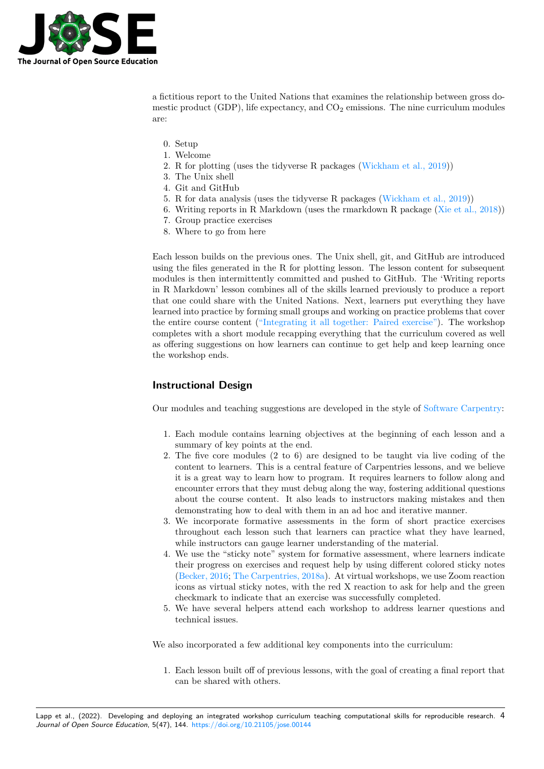a fictitious report to the United Nations that examines the relationship between gross domestic product (GDP), life expectancy, and $CO_2$ emissions. The nine curriculum modules are:

0. Setup
1. Welcome
2. R for plotting (uses the tidyverse R packages (Wickham et al., 2019))
3. The Unix shell
4. Git and GitHub
5. R for data analysis (uses the tidyverse R packages (Wickham et al., 2019))
6. Writing reports in R Markdown (uses the rmarkdown R package (Xie et al., 2018))
7. Group practice exercises
8. Where to go from here

Each lesson builds on the previous ones. The Unix shell, git, and GitHub are introduced using the files generated in the R for plotting lesson. The lesson content for subsequent modules is then intermittently committed and pushed to GitHub. The 'Writing reports in R Markdown' lesson combines all of the skills learned previously to produce a report that one could share with the United Nations. Next, learners put everything they have learned into practice by forming small groups and working on practice problems that cover the entire course content ("Integrating it all together: Paired exercise"). The workshop completes with a short module recapping everything that the curriculum covered as well as offering suggestions on how learners can continue to get help and keep learning once the workshop ends.

## Instructional Design

Our modules and teaching suggestions are developed in the style of Software Carpentry:

1. Each module contains learning objectives at the beginning of each lesson and a summary of key points at the end.
2. The five core modules (2 to 6) are designed to be taught via live coding of the content to learners. This is a central feature of Carpentries lessons, and we believe it is a great way to learn how to program. It requires learners to follow along and encounter errors that they must debug along the way, fostering additional questions about the course content. It also leads to instructors making mistakes and then demonstrating how to deal with them in an ad hoc and iterative manner.
3. We incorporate formative assessments in the form of short practice exercises throughout each lesson such that learners can practice what they have learned, while instructors can gauge learner understanding of the material.
4. We use the "sticky note" system for formative assessment, where learners indicate their progress on exercises and request help by using different colored sticky notes (Becker, 2016; The Carpentries, 2018a). At virtual workshops, we use Zoom reaction icons as virtual sticky notes, with the red X reaction to ask for help and the green checkmark to indicate that an exercise was successfully completed.
5. We have several helpers attend each workshop to address learner questions and technical issues.

We also incorporated a few additional key components into the curriculum:

1. Each lesson built off of previous lessons, with the goal of creating a final report that can be shared with others.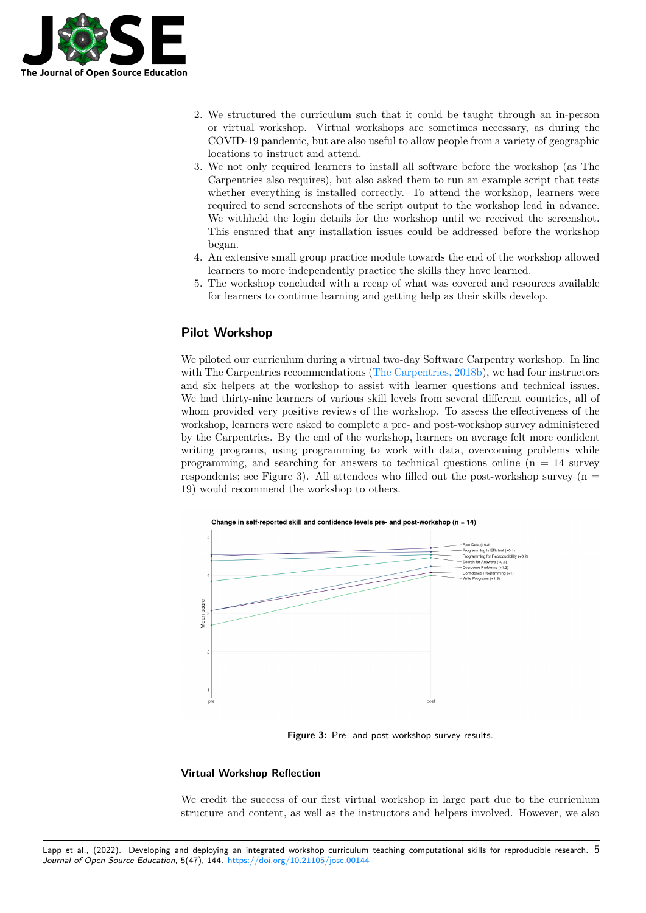2. We structured the curriculum such that it could be taught through an in-person or virtual workshop. Virtual workshops are sometimes necessary, as during the COVID-19 pandemic, but are also useful to allow people from a variety of geographic locations to instruct and attend.
3. We not only required learners to install all software before the workshop (as The Carpentries also requires), but also asked them to run an example script that tests whether everything is installed correctly. To attend the workshop, learners were required to send screenshots of the script output to the workshop lead in advance. We withheld the login details for the workshop until we received the screenshot. This ensured that any installation issues could be addressed before the workshop began.
4. An extensive small group practice module towards the end of the workshop allowed learners to more independently practice the skills they have learned.
5. The workshop concluded with a recap of what was covered and resources available for learners to continue learning and getting help as their skills develop.

## Pilot Workshop

We piloted our curriculum during a virtual two-day Software Carpentry workshop. In line with The Carpentries recommendations (The Carpentries, 2018b), we had four instructors and six helpers at the workshop to assist with learner questions and technical issues. We had thirty-nine learners of various skill levels from several different countries, all of whom provided very positive reviews of the workshop. To assess the effectiveness of the workshop, learners were asked to complete a pre- and post-workshop survey administered by the Carpentries. By the end of the workshop, learners on average felt more confident writing programs, using programming to work with data, overcoming problems while programming, and searching for answers to technical questions online (n = 14 survey respondents; see Figure 3). All attendees who filled out the post-workshop survey (n = 19) would recommend the workshop to others.

**Figure 3:** Pre- and post-workshop survey results.

### Virtual Workshop Reflection

We credit the success of our first virtual workshop in large part due to the curriculum structure and content, as well as the instructors and helpers involved. However, we also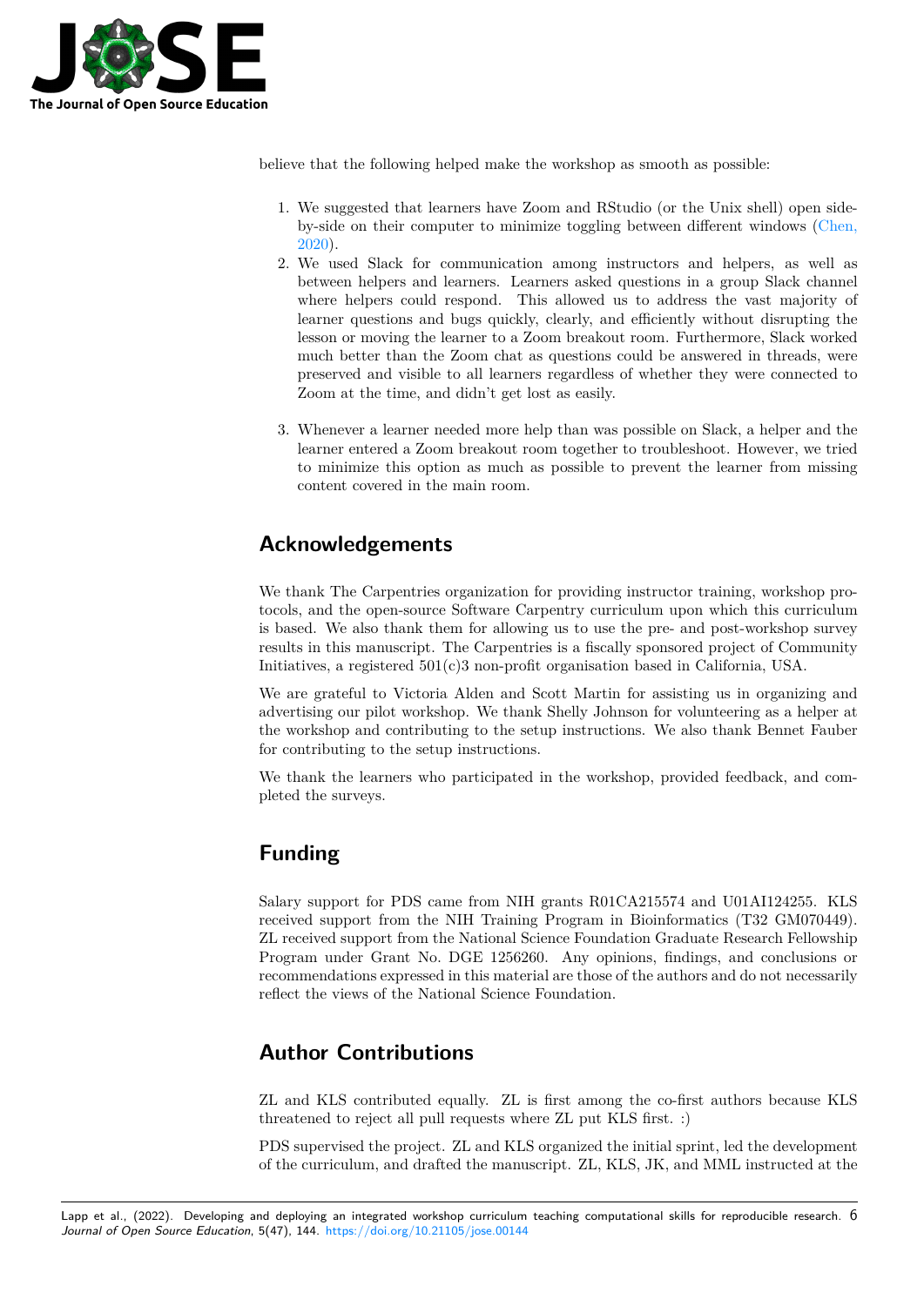believe that the following helped make the workshop as smooth as possible:

1. We suggested that learners have Zoom and RStudio (or the Unix shell) open side-by-side on their computer to minimize toggling between different windows (Chen, 2020).
2. We used Slack for communication among instructors and helpers, as well as between helpers and learners. Learners asked questions in a group Slack channel where helpers could respond. This allowed us to address the vast majority of learner questions and bugs quickly, clearly, and efficiently without disrupting the lesson or moving the learner to a Zoom breakout room. Furthermore, Slack worked much better than the Zoom chat as questions could be answered in threads, were preserved and visible to all learners regardless of whether they were connected to Zoom at the time, and didn't get lost as easily.
3. Whenever a learner needed more help than was possible on Slack, a helper and the learner entered a Zoom breakout room together to troubleshoot. However, we tried to minimize this option as much as possible to prevent the learner from missing content covered in the main room.

## Acknowledgements

We thank The Carpentries organization for providing instructor training, workshop protocols, and the open-source Software Carpentry curriculum upon which this curriculum is based. We also thank them for allowing us to use the pre- and post-workshop survey results in this manuscript. The Carpentries is a fiscally sponsored project of Community Initiatives, a registered 501(c)3 non-profit organisation based in California, USA.

We are grateful to Victoria Alden and Scott Martin for assisting us in organizing and advertising our pilot workshop. We thank Shelly Johnson for volunteering as a helper at the workshop and contributing to the setup instructions. We also thank Bennet Fauber for contributing to the setup instructions.

We thank the learners who participated in the workshop, provided feedback, and completed the surveys.

## Funding

Salary support for PDS came from NIH grants R01CA215574 and U01AI124255. KLS received support from the NIH Training Program in Bioinformatics (T32 GM070449). ZL received support from the National Science Foundation Graduate Research Fellowship Program under Grant No. DGE 1256260. Any opinions, findings, and conclusions or recommendations expressed in this material are those of the authors and do not necessarily reflect the views of the National Science Foundation.

## Author Contributions

ZL and KLS contributed equally. ZL is first among the co-first authors because KLS threatened to reject all pull requests where ZL put KLS first. :)

PDS supervised the project. ZL and KLS organized the initial sprint, led the development of the curriculum, and drafted the manuscript. ZL, KLS, JK, and MML instructed at the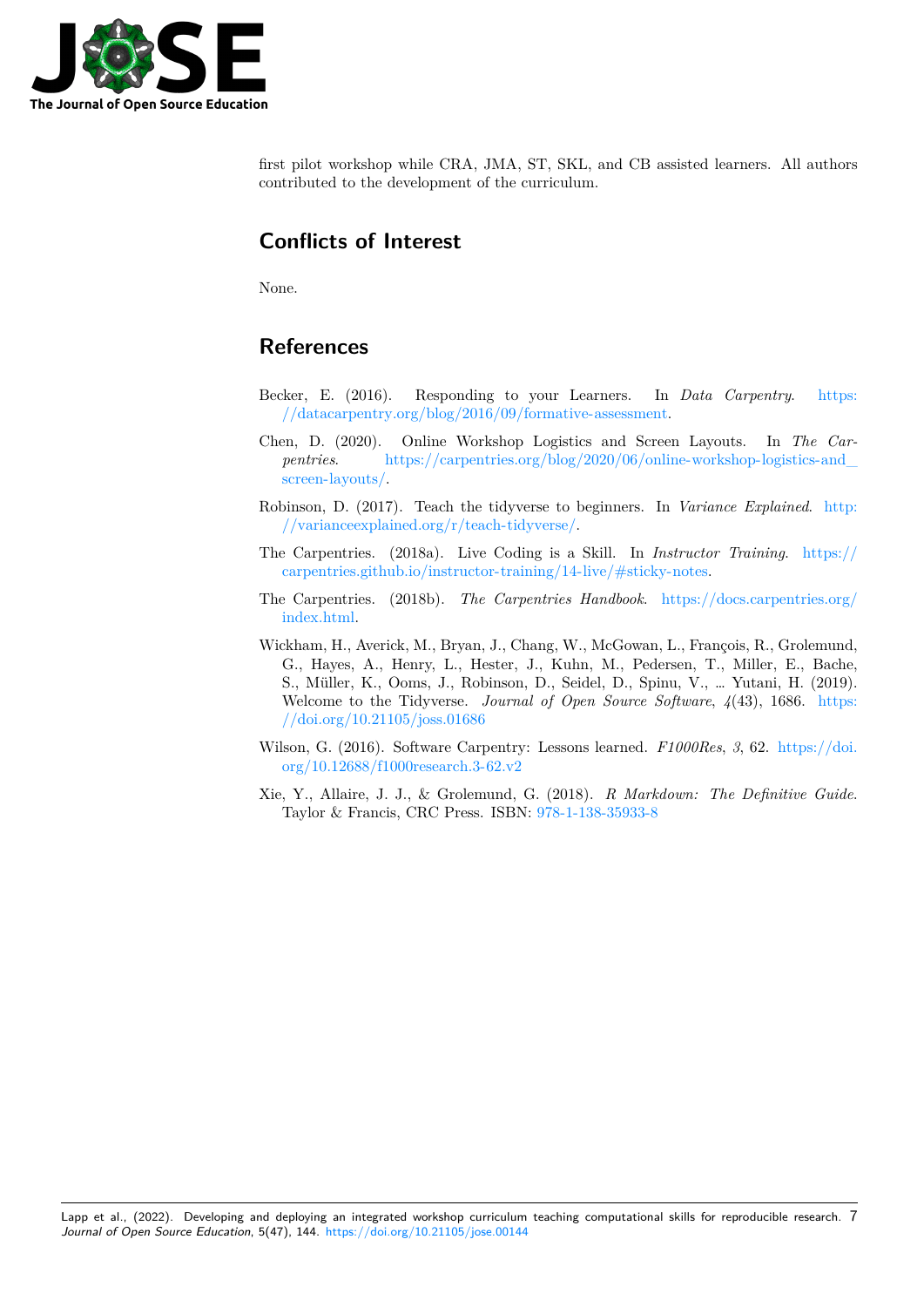first pilot workshop while CRA, JMA, ST, SKL, and CB assisted learners. All authors contributed to the development of the curriculum.

## Conflicts of Interest

None.

## References

Becker, E. (2016). Responding to your Learners. In *Data Carpentry*. https://datacarpentry.org/blog/2016/09/formative-assessment.

Chen, D. (2020). Online Workshop Logistics and Screen Layouts. In *The Carpentries*. https://carpentries.org/blog/2020/06/online-workshop-logistics-and_screen-layouts/.

Robinson, D. (2017). Teach the tidyverse to beginners. In *Variance Explained*. http://varianceexplained.org/r/teach-tidyverse/.

The Carpentries. (2018a). Live Coding is a Skill. In *Instructor Training*. https://carpentries.github.io/instructor-training/14-live/#sticky-notes.

The Carpentries. (2018b). *The Carpentries Handbook*. https://docs.carpentries.org/index.html.

Wickham, H., Averick, M., Bryan, J., Chang, W., McGowan, L., François, R., Grolemund, G., Hayes, A., Henry, L., Hester, J., Kuhn, M., Pedersen, T., Miller, E., Bache, S., Müller, K., Ooms, J., Robinson, D., Seidel, D., Spinu, V., … Yutani, H. (2019). Welcome to the Tidyverse. *Journal of Open Source Software*, *4*(43), 1686. https://doi.org/10.21105/joss.01686

Wilson, G. (2016). Software Carpentry: Lessons learned. *F1000Res*, *3*, 62. https://doi.org/10.12688/f1000research.3-62.v2

Xie, Y., Allaire, J. J., & Grolemund, G. (2018). *R Markdown: The Definitive Guide*. Taylor & Francis, CRC Press. ISBN: 978-1-138-35933-8